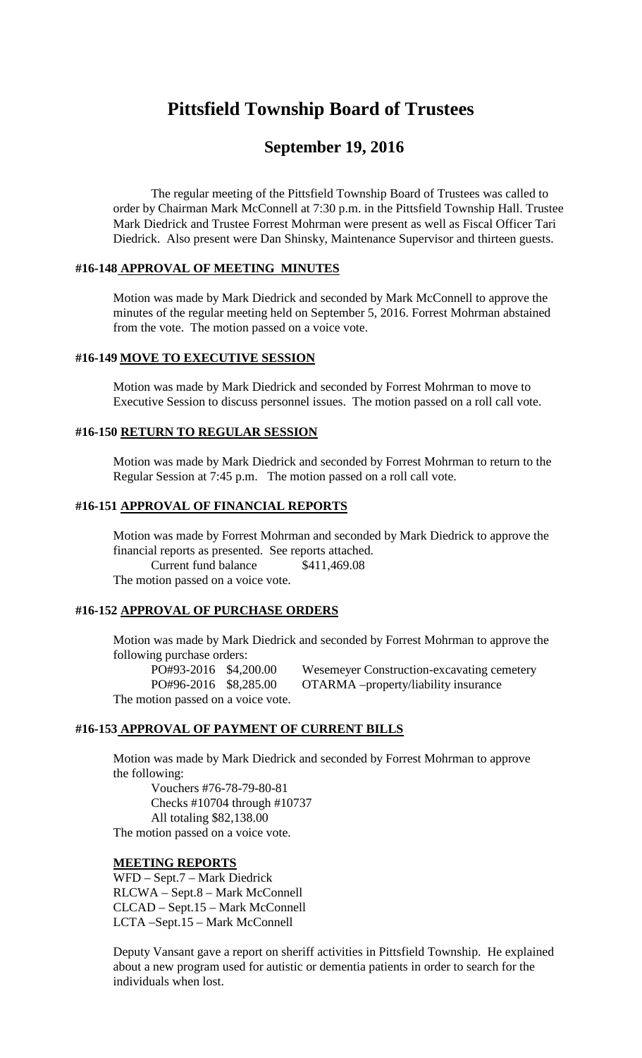# Pittsfield Township Board of Trustees

## September 19, 2016

The regular meeting of the Pittsfield Township Board of Trustees was called to order by Chairman Mark McConnell at 7:30 p.m. in the Pittsfield Township Hall. Trustee Mark Diedrick and Trustee Forrest Mohrman were present as well as Fiscal Officer Tari Diedrick. Also present were Dan Shinsky, Maintenance Supervisor and thirteen guests.

### #16-148 APPROVAL OF MEETING MINUTES

Motion was made by Mark Diedrick and seconded by Mark McConnell to approve the minutes of the regular meeting held on September 5, 2016. Forrest Mohrman abstained from the vote. The motion passed on a voice vote.

### #16-149 MOVE TO EXECUTIVE SESSION

Motion was made by Mark Diedrick and seconded by Forrest Mohrman to move to Executive Session to discuss personnel issues. The motion passed on a roll call vote.

### #16-150 RETURN TO REGULAR SESSION

Motion was made by Mark Diedrick and seconded by Forrest Mohrman to return to the Regular Session at 7:45 p.m. The motion passed on a roll call vote.

### #16-151 APPROVAL OF FINANCIAL REPORTS

Motion was made by Forrest Mohrman and seconded by Mark Diedrick to approve the financial reports as presented. See reports attached.

Current fund balance $411,469.08

The motion passed on a voice vote.

### #16-152 APPROVAL OF PURCHASE ORDERS

Motion was made by Mark Diedrick and seconded by Forrest Mohrman to approve the following purchase orders:

| | | |
|---|---|---|
| PO#93-2016 | $4,200.00 | Wesemeyer Construction-excavating cemetery |
| PO#96-2016 | $8,285.00 | OTARMA –property/liability insurance |

The motion passed on a voice vote.

### #16-153 APPROVAL OF PAYMENT OF CURRENT BILLS

Motion was made by Mark Diedrick and seconded by Forrest Mohrman to approve the following:

Vouchers #76-78-79-80-81
Checks #10704 through #10737
All totaling $82,138.00

The motion passed on a voice vote.

### MEETING REPORTS

WFD – Sept.7 – Mark Diedrick
RLCWA – Sept.8 – Mark McConnell
CLCAD – Sept.15 – Mark McConnell
LCTA –Sept.15 – Mark McConnell

Deputy Vansant gave a report on sheriff activities in Pittsfield Township. He explained about a new program used for autistic or dementia patients in order to search for the individuals when lost.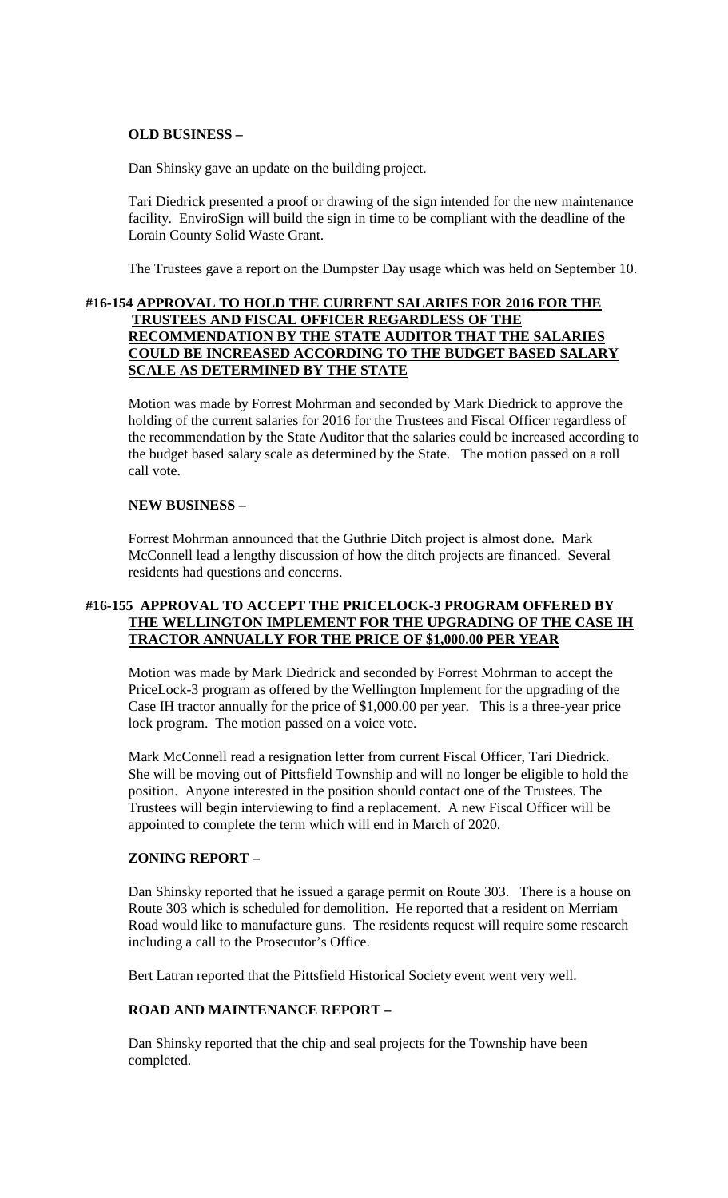**OLD BUSINESS –**

Dan Shinsky gave an update on the building project.

Tari Diedrick presented a proof or drawing of the sign intended for the new maintenance facility. EnviroSign will build the sign in time to be compliant with the deadline of the Lorain County Solid Waste Grant.

The Trustees gave a report on the Dumpster Day usage which was held on September 10.

**#16-154 <u>APPROVAL TO HOLD THE CURRENT SALARIES FOR 2016 FOR THE TRUSTEES AND FISCAL OFFICER REGARDLESS OF THE RECOMMENDATION BY THE STATE AUDITOR THAT THE SALARIES COULD BE INCREASED ACCORDING TO THE BUDGET BASED SALARY SCALE AS DETERMINED BY THE STATE</u>**

Motion was made by Forrest Mohrman and seconded by Mark Diedrick to approve the holding of the current salaries for 2016 for the Trustees and Fiscal Officer regardless of the recommendation by the State Auditor that the salaries could be increased according to the budget based salary scale as determined by the State. The motion passed on a roll call vote.

**NEW BUSINESS –**

Forrest Mohrman announced that the Guthrie Ditch project is almost done. Mark McConnell lead a lengthy discussion of how the ditch projects are financed. Several residents had questions and concerns.

**#16-155 <u>APPROVAL TO ACCEPT THE PRICELOCK-3 PROGRAM OFFERED BY THE WELLINGTON IMPLEMENT FOR THE UPGRADING OF THE CASE IH TRACTOR ANNUALLY FOR THE PRICE OF $1,000.00 PER YEAR</u>**

Motion was made by Mark Diedrick and seconded by Forrest Mohrman to accept the PriceLock-3 program as offered by the Wellington Implement for the upgrading of the Case IH tractor annually for the price of $1,000.00 per year. This is a three-year price lock program. The motion passed on a voice vote.

Mark McConnell read a resignation letter from current Fiscal Officer, Tari Diedrick. She will be moving out of Pittsfield Township and will no longer be eligible to hold the position. Anyone interested in the position should contact one of the Trustees. The Trustees will begin interviewing to find a replacement. A new Fiscal Officer will be appointed to complete the term which will end in March of 2020.

**ZONING REPORT –**

Dan Shinsky reported that he issued a garage permit on Route 303. There is a house on Route 303 which is scheduled for demolition. He reported that a resident on Merriam Road would like to manufacture guns. The residents request will require some research including a call to the Prosecutor's Office.

Bert Latran reported that the Pittsfield Historical Society event went very well.

**ROAD AND MAINTENANCE REPORT –**

Dan Shinsky reported that the chip and seal projects for the Township have been completed.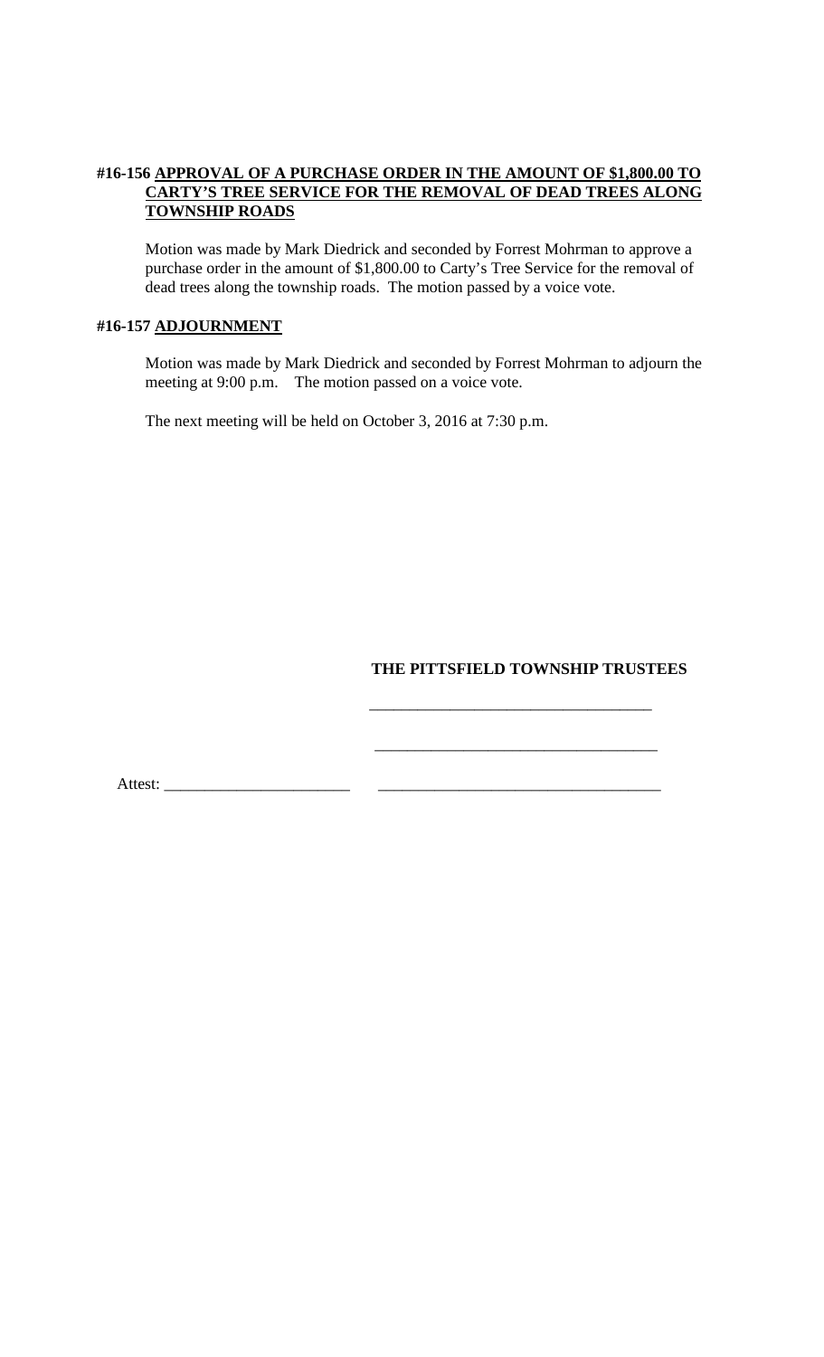**#16-156 <u>APPROVAL OF A PURCHASE ORDER IN THE AMOUNT OF $1,800.00 TO CARTY'S TREE SERVICE FOR THE REMOVAL OF DEAD TREES ALONG TOWNSHIP ROADS</u>**

Motion was made by Mark Diedrick and seconded by Forrest Mohrman to approve a purchase order in the amount of $1,800.00 to Carty's Tree Service for the removal of dead trees along the township roads. The motion passed by a voice vote.

**#16-157 <u>ADJOURNMENT</u>**

Motion was made by Mark Diedrick and seconded by Forrest Mohrman to adjourn the meeting at 9:00 p.m. The motion passed on a voice vote.

The next meeting will be held on October 3, 2016 at 7:30 p.m.

**THE PITTSFIELD TOWNSHIP TRUSTEES**

___________________________________

___________________________________

Attest: _______________________ ___________________________________